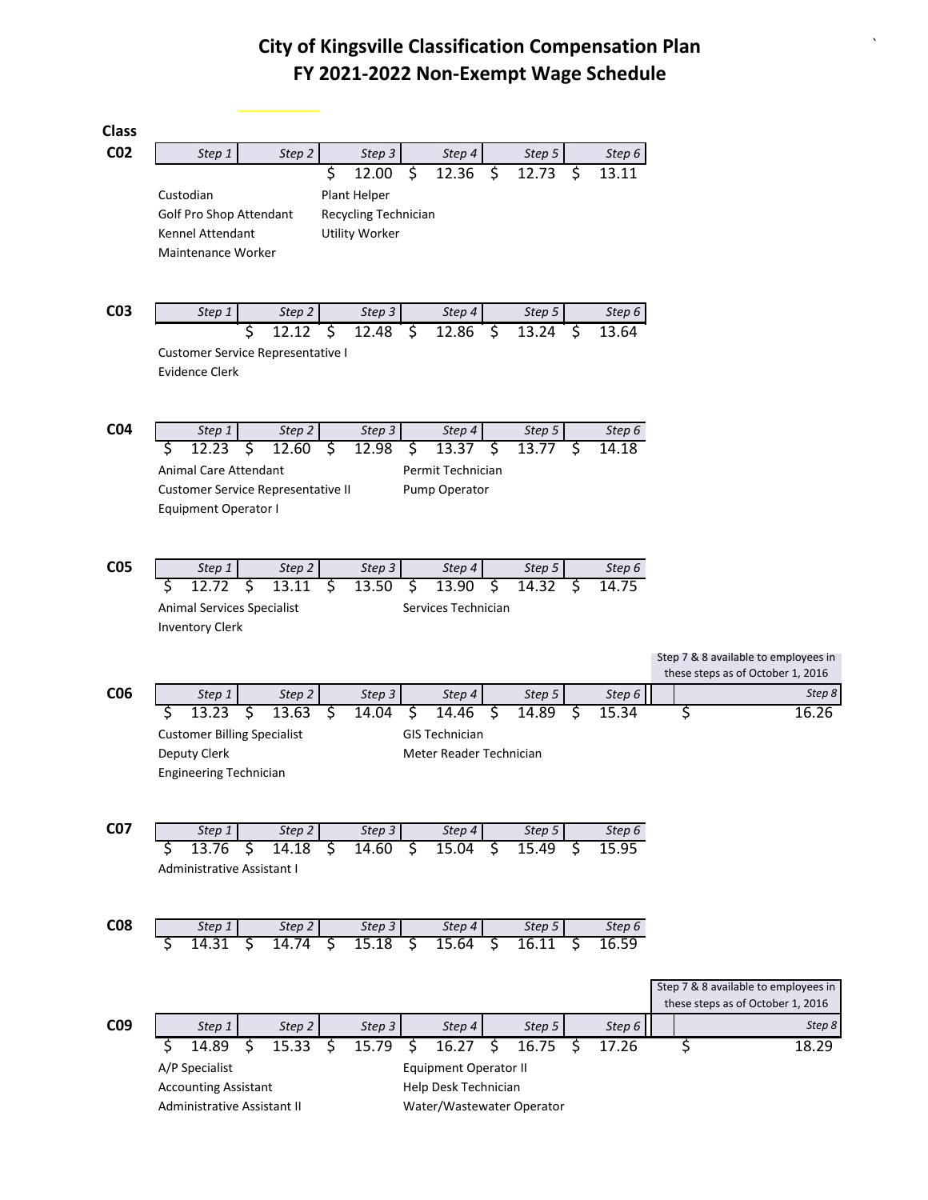# City of Kingsville Classification Compensation Plan
# FY 2021-2022 Non-Exempt Wage Schedule

**Class**

**C02**

| Step 1 | Step 2 | Step 3 | Step 4 | Step 5 | Step 6 |
|---|---|---|---|---|---|
| | | $ 12.00 | $ 12.36 | $ 12.73 | $ 13.11 |

Custodian
Golf Pro Shop Attendant
Kennel Attendant
Maintenance Worker
Plant Helper
Recycling Technician
Utility Worker

**C03**

| Step 1 | Step 2 | Step 3 | Step 4 | Step 5 | Step 6 |
|---|---|---|---|---|---|
| | $ 12.12 | $ 12.48 | $ 12.86 | $ 13.24 | $ 13.64 |

Customer Service Representative I
Evidence Clerk

**C04**

| Step 1 | Step 2 | Step 3 | Step 4 | Step 5 | Step 6 |
|---|---|---|---|---|---|
| $ 12.23 | $ 12.60 | $ 12.98 | $ 13.37 | $ 13.77 | $ 14.18 |

Animal Care Attendant
Customer Service Representative II
Equipment Operator I
Permit Technician
Pump Operator

**C05**

| Step 1 | Step 2 | Step 3 | Step 4 | Step 5 | Step 6 |
|---|---|---|---|---|---|
| $ 12.72 | $ 13.11 | $ 13.50 | $ 13.90 | $ 14.32 | $ 14.75 |

Animal Services Specialist
Inventory Clerk
Services Technician

**C06**

Step 7 & 8 available to employees in these steps as of October 1, 2016

| Step 1 | Step 2 | Step 3 | Step 4 | Step 5 | Step 6 | | Step 8 |
|---|---|---|---|---|---|---|---|
| $ 13.23 | $ 13.63 | $ 14.04 | $ 14.46 | $ 14.89 | $ 15.34 | | $ 16.26 |

Customer Billing Specialist
Deputy Clerk
Engineering Technician
GIS Technician
Meter Reader Technician

**C07**

| Step 1 | Step 2 | Step 3 | Step 4 | Step 5 | Step 6 |
|---|---|---|---|---|---|
| $ 13.76 | $ 14.18 | $ 14.60 | $ 15.04 | $ 15.49 | $ 15.95 |

Administrative Assistant I

**C08**

| Step 1 | Step 2 | Step 3 | Step 4 | Step 5 | Step 6 |
|---|---|---|---|---|---|
| $ 14.31 | $ 14.74 | $ 15.18 | $ 15.64 | $ 16.11 | $ 16.59 |

**C09**

Step 7 & 8 available to employees in these steps as of October 1, 2016

| Step 1 | Step 2 | Step 3 | Step 4 | Step 5 | Step 6 | | Step 8 |
|---|---|---|---|---|---|---|---|
| $ 14.89 | $ 15.33 | $ 15.79 | $ 16.27 | $ 16.75 | $ 17.26 | | $ 18.29 |

A/P Specialist
Accounting Assistant
Administrative Assistant II
Equipment Operator II
Help Desk Technician
Water/Wastewater Operator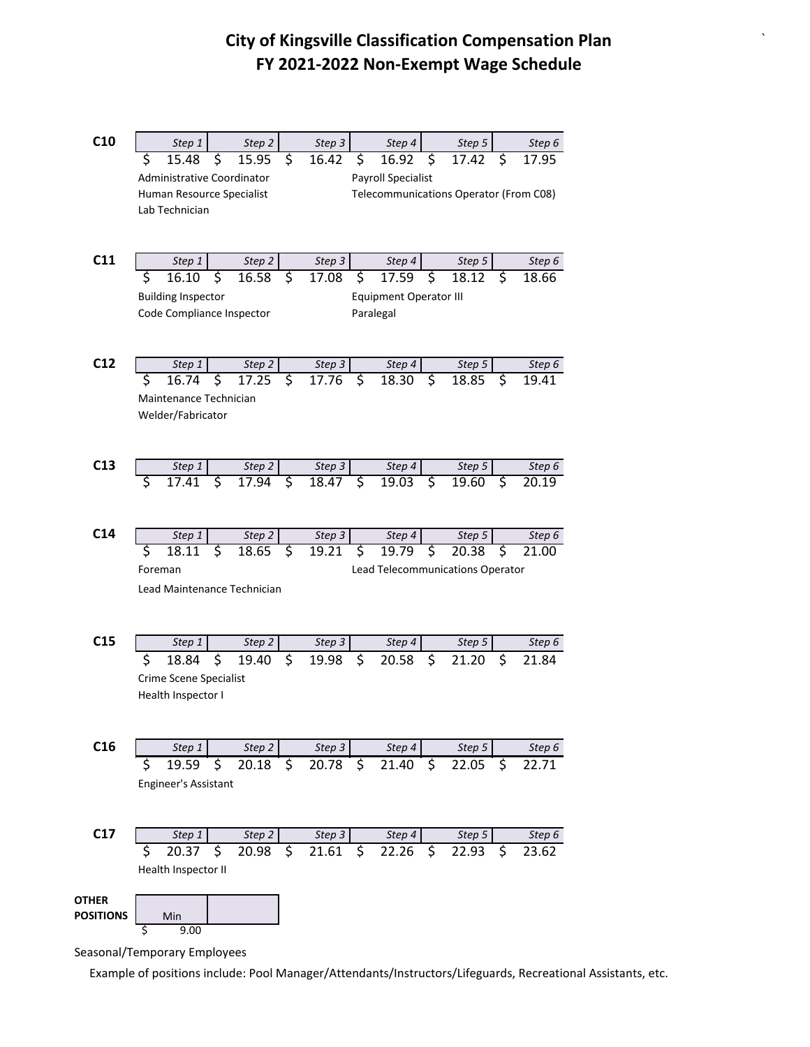# City of Kingsville Classification Compensation Plan
# FY 2021-2022 Non-Exempt Wage Schedule

**C10**

| Step 1 | Step 2 | Step 3 | Step 4 | Step 5 | Step 6 |
|---|---|---|---|---|---|
| $ 15.48 | $ 15.95 | $ 16.42 | $ 16.92 | $ 17.42 | $ 17.95 |

Administrative Coordinator
Human Resource Specialist
Lab Technician
Payroll Specialist
Telecommunications Operator (From C08)

**C11**

| Step 1 | Step 2 | Step 3 | Step 4 | Step 5 | Step 6 |
|---|---|---|---|---|---|
| $ 16.10 | $ 16.58 | $ 17.08 | $ 17.59 | $ 18.12 | $ 18.66 |

Building Inspector
Code Compliance Inspector
Equipment Operator III
Paralegal

**C12**

| Step 1 | Step 2 | Step 3 | Step 4 | Step 5 | Step 6 |
|---|---|---|---|---|---|
| $ 16.74 | $ 17.25 | $ 17.76 | $ 18.30 | $ 18.85 | $ 19.41 |

Maintenance Technician
Welder/Fabricator

**C13**

| Step 1 | Step 2 | Step 3 | Step 4 | Step 5 | Step 6 |
|---|---|---|---|---|---|
| $ 17.41 | $ 17.94 | $ 18.47 | $ 19.03 | $ 19.60 | $ 20.19 |

**C14**

| Step 1 | Step 2 | Step 3 | Step 4 | Step 5 | Step 6 |
|---|---|---|---|---|---|
| $ 18.11 | $ 18.65 | $ 19.21 | $ 19.79 | $ 20.38 | $ 21.00 |

Foreman
Lead Maintenance Technician
Lead Telecommunications Operator

**C15**

| Step 1 | Step 2 | Step 3 | Step 4 | Step 5 | Step 6 |
|---|---|---|---|---|---|
| $ 18.84 | $ 19.40 | $ 19.98 | $ 20.58 | $ 21.20 | $ 21.84 |

Crime Scene Specialist
Health Inspector I

**C16**

| Step 1 | Step 2 | Step 3 | Step 4 | Step 5 | Step 6 |
|---|---|---|---|---|---|
| $ 19.59 | $ 20.18 | $ 20.78 | $ 21.40 | $ 22.05 | $ 22.71 |

Engineer's Assistant

**C17**

| Step 1 | Step 2 | Step 3 | Step 4 | Step 5 | Step 6 |
|---|---|---|---|---|---|
| $ 20.37 | $ 20.98 | $ 21.61 | $ 22.26 | $ 22.93 | $ 23.62 |

Health Inspector II

**OTHER POSITIONS**

| Min | |
|---|---|
| $ 9.00 | |

Seasonal/Temporary Employees

Example of positions include: Pool Manager/Attendants/Instructors/Lifeguards, Recreational Assistants, etc.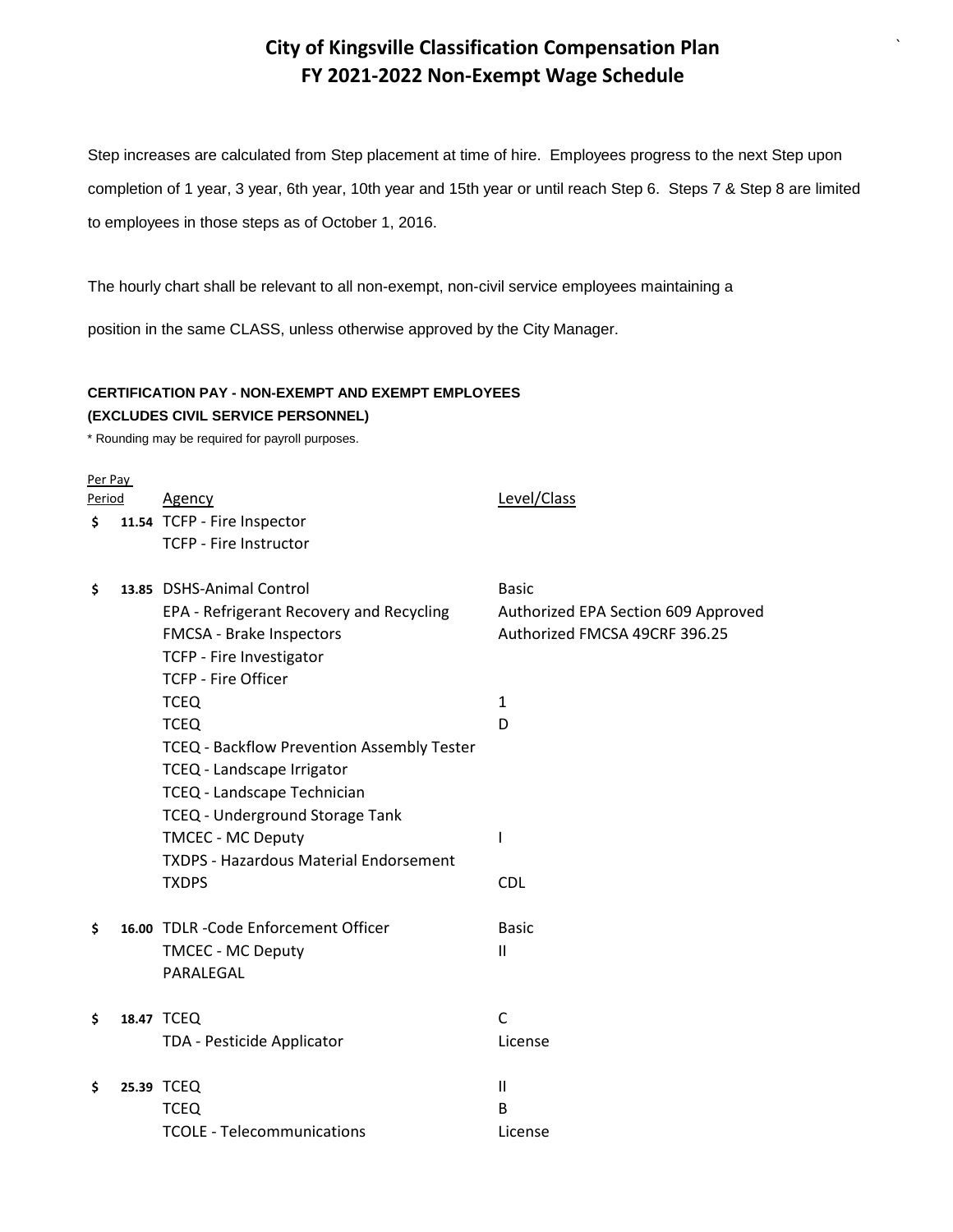# City of Kingsville Classification Compensation Plan
# FY 2021-2022 Non-Exempt Wage Schedule

Step increases are calculated from Step placement at time of hire. Employees progress to the next Step upon completion of 1 year, 3 year, 6th year, 10th year and 15th year or until reach Step 6. Steps 7 & Step 8 are limited to employees in those steps as of October 1, 2016.

The hourly chart shall be relevant to all non-exempt, non-civil service employees maintaining a position in the same CLASS, unless otherwise approved by the City Manager.

**CERTIFICATION PAY - NON-EXEMPT AND EXEMPT EMPLOYEES**
**(EXCLUDES CIVIL SERVICE PERSONNEL)**

\* Rounding may be required for payroll purposes.

| Per Pay Period | Agency | Level/Class |
|---|---|---|
| **$ 11.54** | TCFP - Fire Inspector | |
| | TCFP - Fire Instructor | |
| **$ 13.85** | DSHS-Animal Control | Basic |
| | EPA - Refrigerant Recovery and Recycling | Authorized EPA Section 609 Approved |
| | FMCSA - Brake Inspectors | Authorized FMCSA 49CRF 396.25 |
| | TCFP - Fire Investigator | |
| | TCFP - Fire Officer | |
| | TCEQ | 1 |
| | TCEQ | D |
| | TCEQ - Backflow Prevention Assembly Tester | |
| | TCEQ - Landscape Irrigator | |
| | TCEQ - Landscape Technician | |
| | TCEQ - Underground Storage Tank | |
| | TMCEC - MC Deputy | I |
| | TXDPS - Hazardous Material Endorsement | |
| | TXDPS | CDL |
| **$ 16.00** | TDLR -Code Enforcement Officer | Basic |
| | TMCEC - MC Deputy | II |
| | PARALEGAL | |
| **$ 18.47** | TCEQ | C |
| | TDA - Pesticide Applicator | License |
| **$ 25.39** | TCEQ | II |
| | TCEQ | B |
| | TCOLE - Telecommunications | License |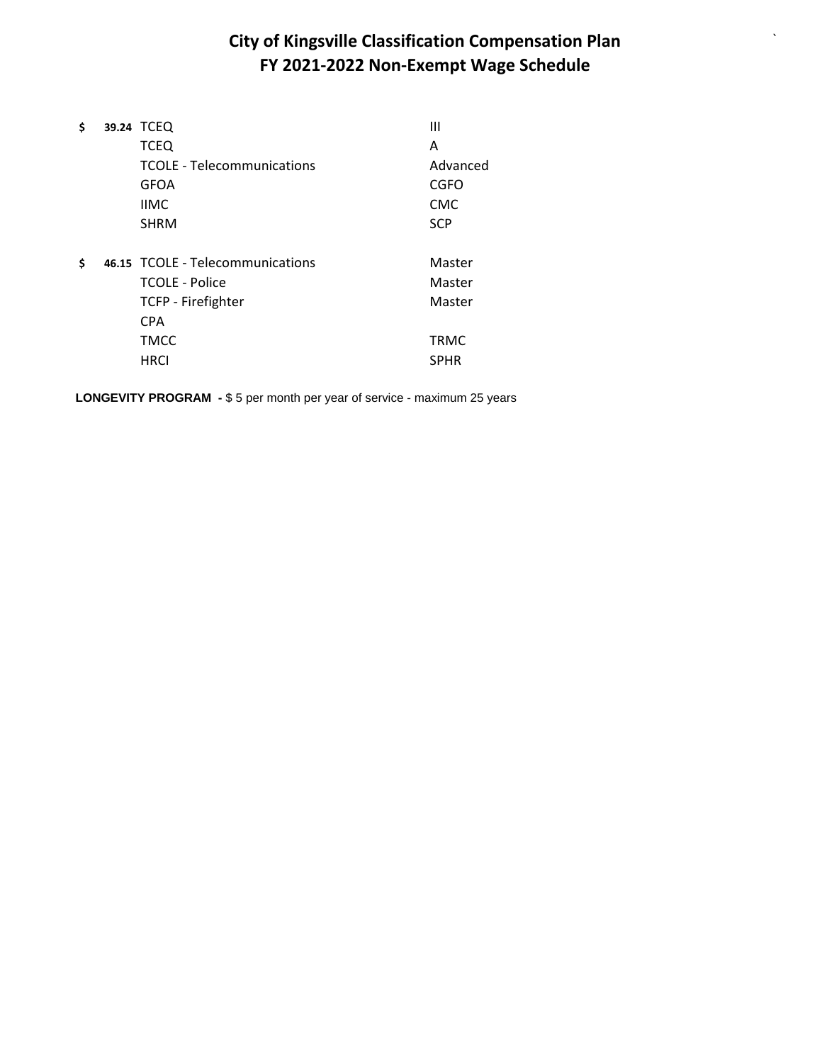# City of Kingsville Classification Compensation Plan
# FY 2021-2022 Non-Exempt Wage Schedule

| | | | |
|---|---|---|---|
| $ | **39.24** | TCEQ | III |
| | | TCEQ | A |
| | | TCOLE - Telecommunications | Advanced |
| | | GFOA | CGFO |
| | | IIMC | CMC |
| | | SHRM | SCP |
| $ | **46.15** | TCOLE - Telecommunications | Master |
| | | TCOLE - Police | Master |
| | | TCFP - Firefighter | Master |
| | | CPA | |
| | | TMCC | TRMC |
| | | HRCI | SPHR |

**LONGEVITY PROGRAM -** $ 5 per month per year of service - maximum 25 years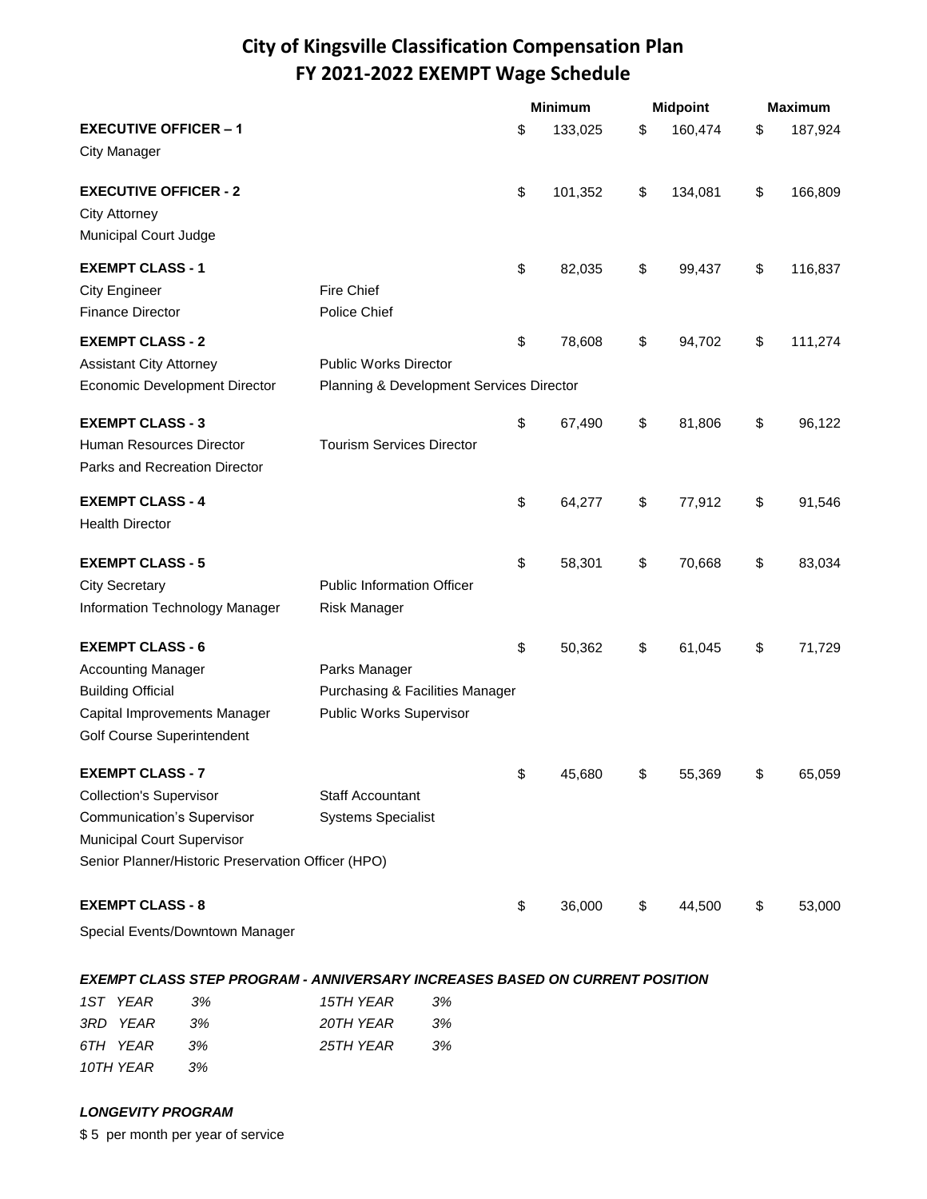# City of Kingsville Classification Compensation Plan

## FY 2021-2022 EXEMPT Wage Schedule

| | | Minimum | Midpoint | Maximum |
|---|---|---|---|---|
| **EXECUTIVE OFFICER – 1** | | $ 133,025 | $ 160,474 | $ 187,924 |
| City Manager | | | | |
| **EXECUTIVE OFFICER - 2** | | $ 101,352 | $ 134,081 | $ 166,809 |
| City Attorney | | | | |
| Municipal Court Judge | | | | |
| **EXEMPT CLASS - 1** | | $ 82,035 | $ 99,437 | $ 116,837 |
| City Engineer | Fire Chief | | | |
| Finance Director | Police Chief | | | |
| **EXEMPT CLASS - 2** | | $ 78,608 | $ 94,702 | $ 111,274 |
| Assistant City Attorney | Public Works Director | | | |
| Economic Development Director | Planning & Development Services Director | | | |
| **EXEMPT CLASS - 3** | | $ 67,490 | $ 81,806 | $ 96,122 |
| Human Resources Director | Tourism Services Director | | | |
| Parks and Recreation Director | | | | |
| **EXEMPT CLASS - 4** | | $ 64,277 | $ 77,912 | $ 91,546 |
| Health Director | | | | |
| **EXEMPT CLASS - 5** | | $ 58,301 | $ 70,668 | $ 83,034 |
| City Secretary | Public Information Officer | | | |
| Information Technology Manager | Risk Manager | | | |
| **EXEMPT CLASS - 6** | | $ 50,362 | $ 61,045 | $ 71,729 |
| Accounting Manager | Parks Manager | | | |
| Building Official | Purchasing & Facilities Manager | | | |
| Capital Improvements Manager | Public Works Supervisor | | | |
| Golf Course Superintendent | | | | |
| **EXEMPT CLASS - 7** | | $ 45,680 | $ 55,369 | $ 65,059 |
| Collection's Supervisor | Staff Accountant | | | |
| Communication's Supervisor | Systems Specialist | | | |
| Municipal Court Supervisor | | | | |
| Senior Planner/Historic Preservation Officer (HPO) | | | | |
| **EXEMPT CLASS - 8** | | $ 36,000 | $ 44,500 | $ 53,000 |
| Special Events/Downtown Manager | | | | |

***EXEMPT CLASS STEP PROGRAM - ANNIVERSARY INCREASES BASED ON CURRENT POSITION***

| | | | |
|---|---|---|---|
| *1ST YEAR* | *3%* | *15TH YEAR* | *3%* |
| *3RD YEAR* | *3%* | *20TH YEAR* | *3%* |
| *6TH YEAR* | *3%* | *25TH YEAR* | *3%* |
| *10TH YEAR* | *3%* | | |

***LONGEVITY PROGRAM***

$ 5 per month per year of service